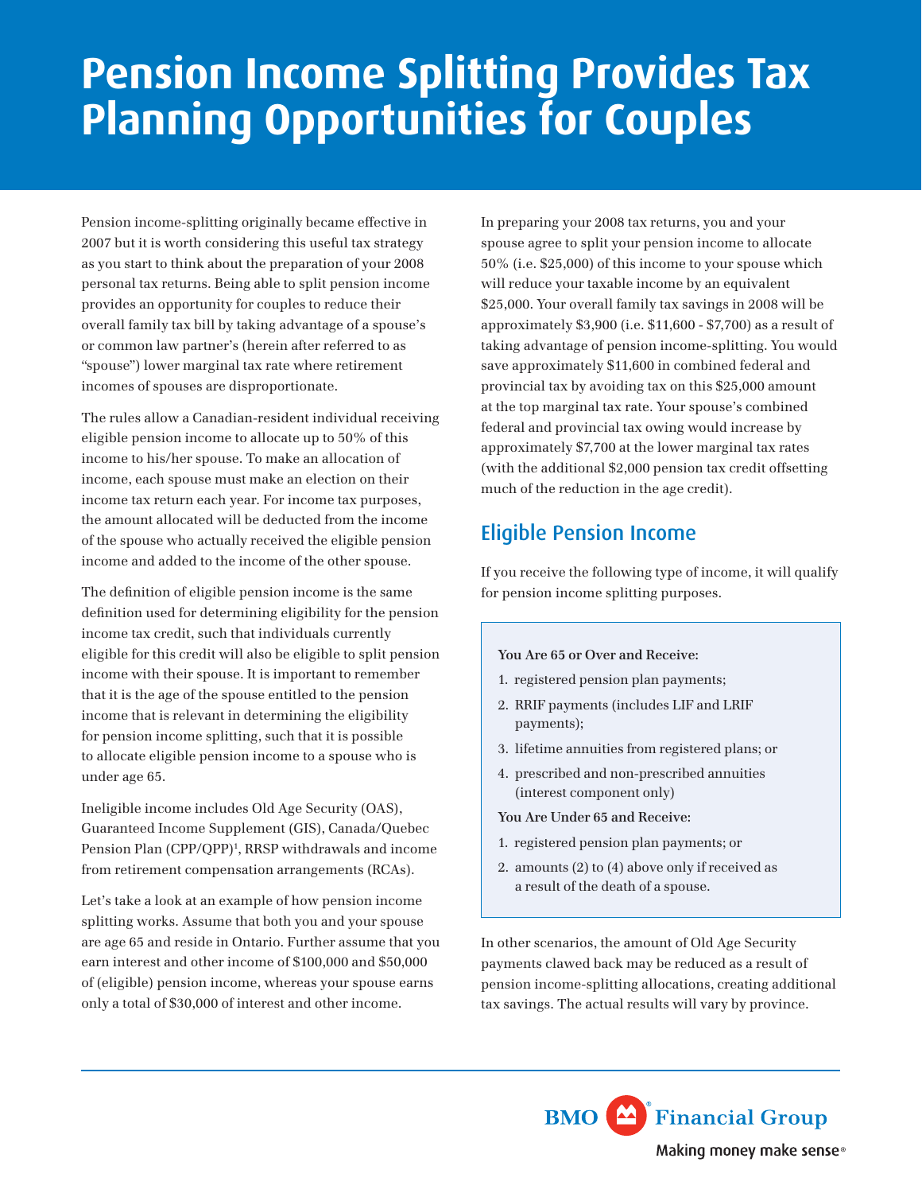# Pension Income Splitting Provides Tax Planning Opportunities for Couples

Pension income-splitting originally became effective in 2007 but it is worth considering this useful tax strategy as you start to think about the preparation of your 2008 personal tax returns. Being able to split pension income provides an opportunity for couples to reduce their overall family tax bill by taking advantage of a spouse's or common law partner's (herein after referred to as "spouse") lower marginal tax rate where retirement incomes of spouses are disproportionate.

The rules allow a Canadian-resident individual receiving eligible pension income to allocate up to 50% of this income to his/her spouse. To make an allocation of income, each spouse must make an election on their income tax return each year. For income tax purposes, the amount allocated will be deducted from the income of the spouse who actually received the eligible pension income and added to the income of the other spouse.

The definition of eligible pension income is the same definition used for determining eligibility for the pension income tax credit, such that individuals currently eligible for this credit will also be eligible to split pension income with their spouse. It is important to remember that it is the age of the spouse entitled to the pension income that is relevant in determining the eligibility for pension income splitting, such that it is possible to allocate eligible pension income to a spouse who is under age 65.

Ineligible income includes Old Age Security (OAS), Guaranteed Income Supplement (GIS), Canada/Quebec Pension Plan (CPP/QPP)[1], RRSP withdrawals and income from retirement compensation arrangements (RCAs).

Let's take a look at an example of how pension income splitting works. Assume that both you and your spouse are age 65 and reside in Ontario. Further assume that you earn interest and other income of $100,000 and $50,000 of (eligible) pension income, whereas your spouse earns only a total of $30,000 of interest and other income.

In preparing your 2008 tax returns, you and your spouse agree to split your pension income to allocate 50% (i.e. $25,000) of this income to your spouse which will reduce your taxable income by an equivalent $25,000. Your overall family tax savings in 2008 will be approximately $3,900 (i.e. $11,600 - $7,700) as a result of taking advantage of pension income-splitting. You would save approximately $11,600 in combined federal and provincial tax by avoiding tax on this $25,000 amount at the top marginal tax rate. Your spouse's combined federal and provincial tax owing would increase by approximately $7,700 at the lower marginal tax rates (with the additional $2,000 pension tax credit offsetting much of the reduction in the age credit).

## Eligible Pension Income

If you receive the following type of income, it will qualify for pension income splitting purposes.

**You Are 65 or Over and Receive:**

1. registered pension plan payments;
2. RRIF payments (includes LIF and LRIF payments);
3. lifetime annuities from registered plans; or
4. prescribed and non-prescribed annuities (interest component only)

**You Are Under 65 and Receive:**

1. registered pension plan payments; or
2. amounts (2) to (4) above only if received as a result of the death of a spouse.

In other scenarios, the amount of Old Age Security payments clawed back may be reduced as a result of pension income-splitting allocations, creating additional tax savings. The actual results will vary by province.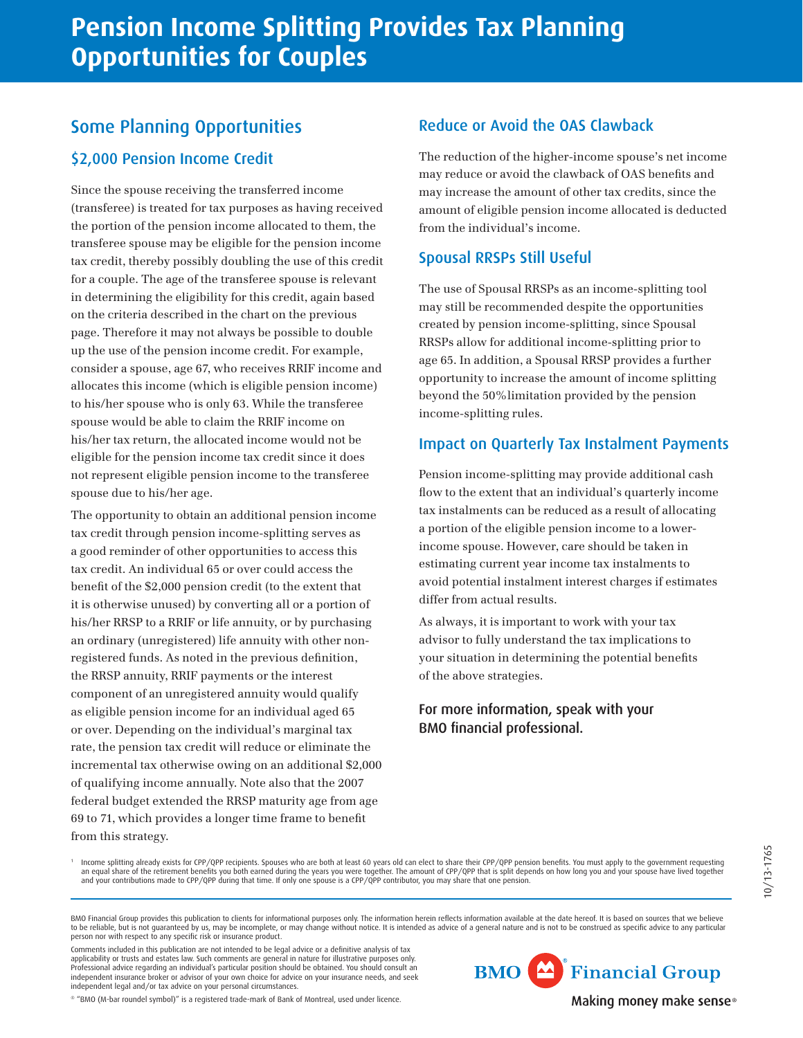# Pension Income Splitting Provides Tax Planning Opportunities for Couples

## Some Planning Opportunities

### $2,000 Pension Income Credit

Since the spouse receiving the transferred income (transferee) is treated for tax purposes as having received the portion of the pension income allocated to them, the transferee spouse may be eligible for the pension income tax credit, thereby possibly doubling the use of this credit for a couple. The age of the transferee spouse is relevant in determining the eligibility for this credit, again based on the criteria described in the chart on the previous page. Therefore it may not always be possible to double up the use of the pension income credit. For example, consider a spouse, age 67, who receives RRIF income and allocates this income (which is eligible pension income) to his/her spouse who is only 63. While the transferee spouse would be able to claim the RRIF income on his/her tax return, the allocated income would not be eligible for the pension income tax credit since it does not represent eligible pension income to the transferee spouse due to his/her age.

The opportunity to obtain an additional pension income tax credit through pension income-splitting serves as a good reminder of other opportunities to access this tax credit. An individual 65 or over could access the benefit of the $2,000 pension credit (to the extent that it is otherwise unused) by converting all or a portion of his/her RRSP to a RRIF or life annuity, or by purchasing an ordinary (unregistered) life annuity with other non-registered funds. As noted in the previous definition, the RRSP annuity, RRIF payments or the interest component of an unregistered annuity would qualify as eligible pension income for an individual aged 65 or over. Depending on the individual's marginal tax rate, the pension tax credit will reduce or eliminate the incremental tax otherwise owing on an additional $2,000 of qualifying income annually. Note also that the 2007 federal budget extended the RRSP maturity age from age 69 to 71, which provides a longer time frame to benefit from this strategy.

### Reduce or Avoid the OAS Clawback

The reduction of the higher-income spouse's net income may reduce or avoid the clawback of OAS benefits and may increase the amount of other tax credits, since the amount of eligible pension income allocated is deducted from the individual's income.

### Spousal RRSPs Still Useful

The use of Spousal RRSPs as an income-splitting tool may still be recommended despite the opportunities created by pension income-splitting, since Spousal RRSPs allow for additional income-splitting prior to age 65. In addition, a Spousal RRSP provides a further opportunity to increase the amount of income splitting beyond the 50%limitation provided by the pension income-splitting rules.

### Impact on Quarterly Tax Instalment Payments

Pension income-splitting may provide additional cash flow to the extent that an individual's quarterly income tax instalments can be reduced as a result of allocating a portion of the eligible pension income to a lower-income spouse. However, care should be taken in estimating current year income tax instalments to avoid potential instalment interest charges if estimates differ from actual results.

As always, it is important to work with your tax advisor to fully understand the tax implications to your situation in determining the potential benefits of the above strategies.

**For more information, speak with your BMO financial professional.**

[1] Income splitting already exists for CPP/QPP recipients. Spouses who are both at least 60 years old can elect to share their CPP/QPP pension benefits. You must apply to the government requesting an equal share of the retirement benefits you both earned during the years you were together. The amount of CPP/QPP that is split depends on how long you and your spouse have lived together and your contributions made to CPP/QPP during that time. If only one spouse is a CPP/QPP contributor, you may share that one pension.

BMO Financial Group provides this publication to clients for informational purposes only. The information herein reflects information available at the date hereof. It is based on sources that we believe to be reliable, but is not guaranteed by us, may be incomplete, or may change without notice. It is intended as advice of a general nature and is not to be construed as specific advice to any particular person nor with respect to any specific risk or insurance product.

Comments included in this publication are not intended to be legal advice or a definitive analysis of tax applicability or trusts and estates law. Such comments are general in nature for illustrative purposes only. Professional advice regarding an individual's particular position should be obtained. You should consult an independent insurance broker or advisor of your own choice for advice on your insurance needs, and seek independent legal and/or tax advice on your personal circumstances.

® "BMO (M-bar roundel symbol)" is a registered trade-mark of Bank of Montreal, used under licence.

BMO Financial Group

Making money make sense®

10/13-1765